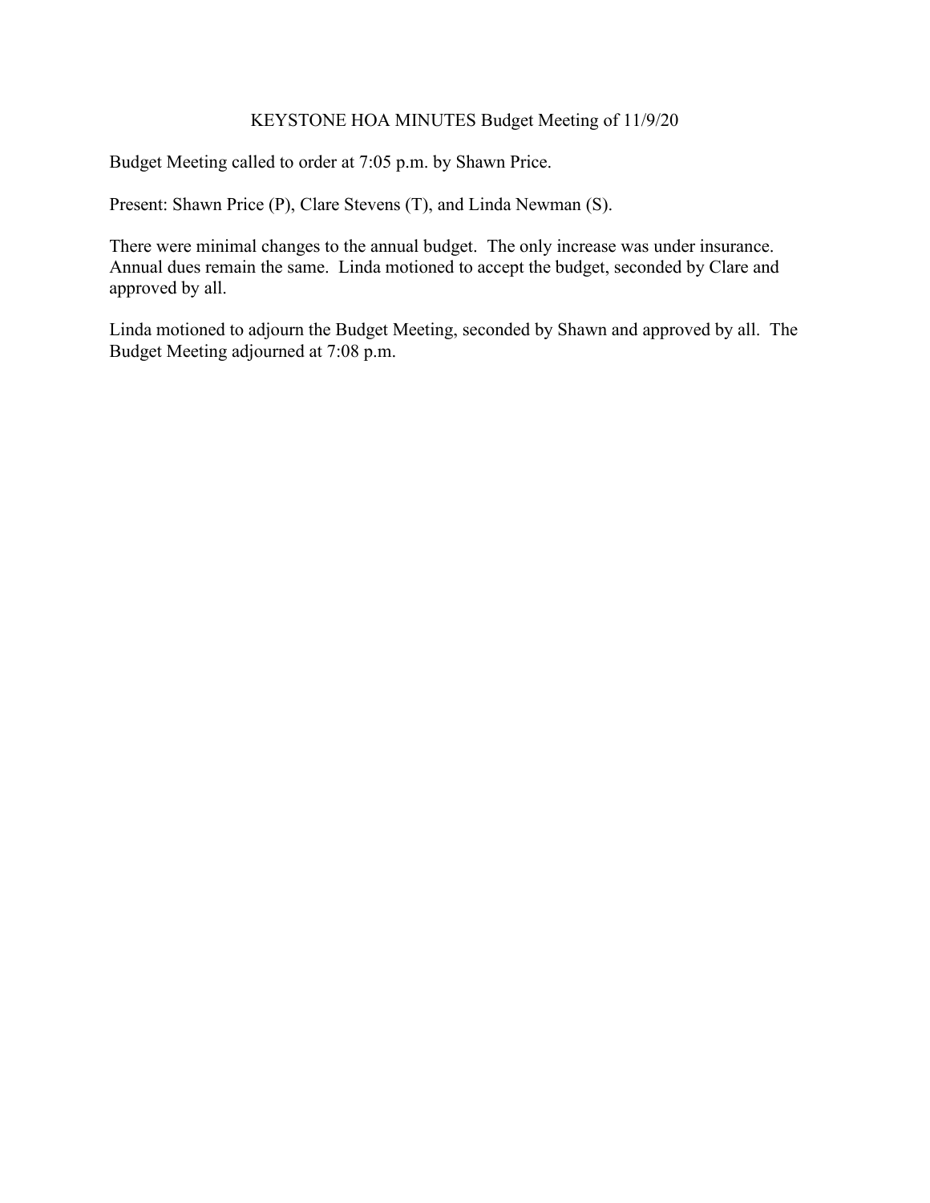# KEYSTONE HOA MINUTES Budget Meeting of 11/9/20

Budget Meeting called to order at 7:05 p.m. by Shawn Price.

Present: Shawn Price (P), Clare Stevens (T), and Linda Newman (S).

There were minimal changes to the annual budget. The only increase was under insurance. Annual dues remain the same. Linda motioned to accept the budget, seconded by Clare and approved by all.

Linda motioned to adjourn the Budget Meeting, seconded by Shawn and approved by all. The Budget Meeting adjourned at 7:08 p.m.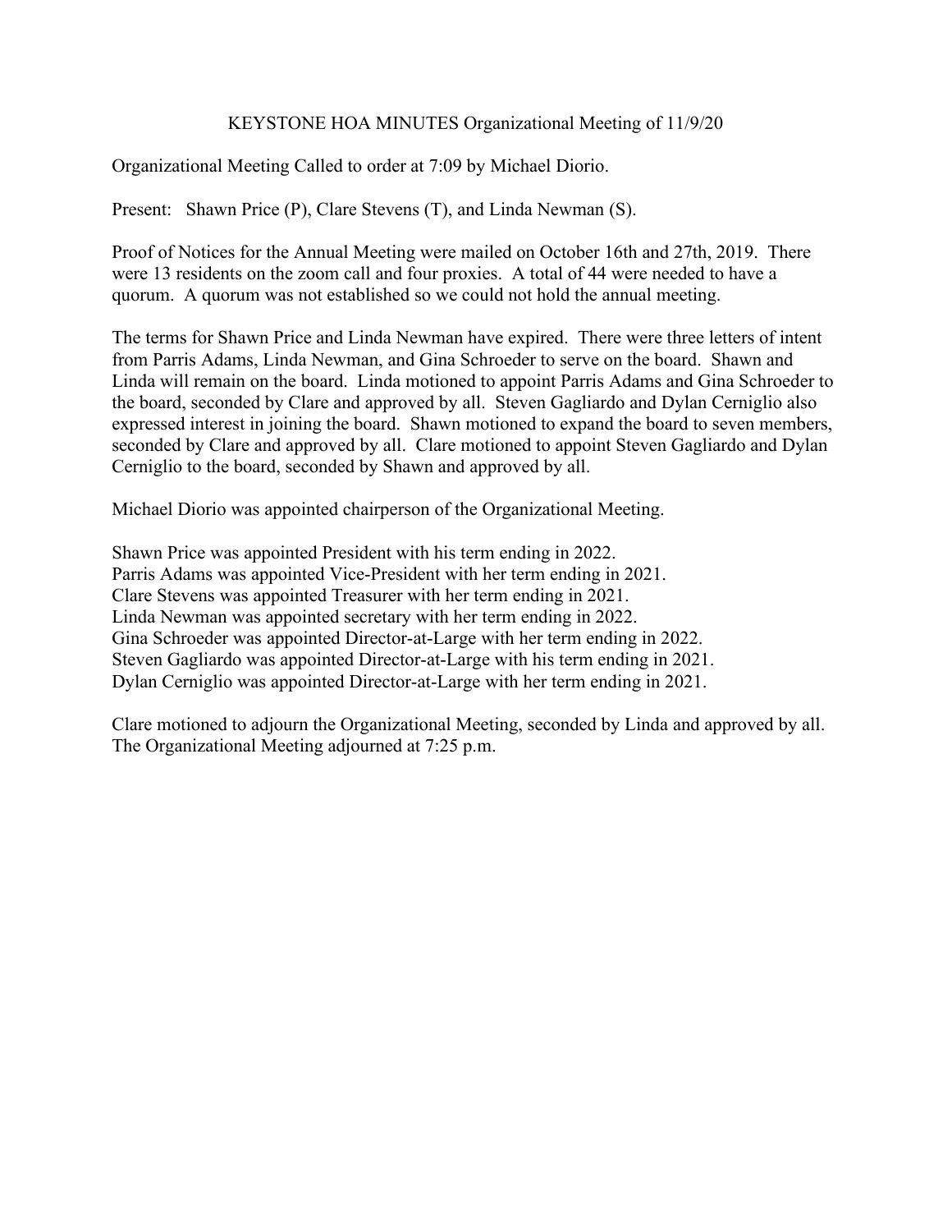# KEYSTONE HOA MINUTES Organizational Meeting of 11/9/20

Organizational Meeting Called to order at 7:09 by Michael Diorio.

Present: Shawn Price (P), Clare Stevens (T), and Linda Newman (S).

Proof of Notices for the Annual Meeting were mailed on October 16th and 27th, 2019. There were 13 residents on the zoom call and four proxies. A total of 44 were needed to have a quorum. A quorum was not established so we could not hold the annual meeting.

The terms for Shawn Price and Linda Newman have expired. There were three letters of intent from Parris Adams, Linda Newman, and Gina Schroeder to serve on the board. Shawn and Linda will remain on the board. Linda motioned to appoint Parris Adams and Gina Schroeder to the board, seconded by Clare and approved by all. Steven Gagliardo and Dylan Cerniglio also expressed interest in joining the board. Shawn motioned to expand the board to seven members, seconded by Clare and approved by all. Clare motioned to appoint Steven Gagliardo and Dylan Cerniglio to the board, seconded by Shawn and approved by all.

Michael Diorio was appointed chairperson of the Organizational Meeting.

Shawn Price was appointed President with his term ending in 2022.
Parris Adams was appointed Vice-President with her term ending in 2021.
Clare Stevens was appointed Treasurer with her term ending in 2021.
Linda Newman was appointed secretary with her term ending in 2022.
Gina Schroeder was appointed Director-at-Large with her term ending in 2022.
Steven Gagliardo was appointed Director-at-Large with his term ending in 2021.
Dylan Cerniglio was appointed Director-at-Large with her term ending in 2021.

Clare motioned to adjourn the Organizational Meeting, seconded by Linda and approved by all. The Organizational Meeting adjourned at 7:25 p.m.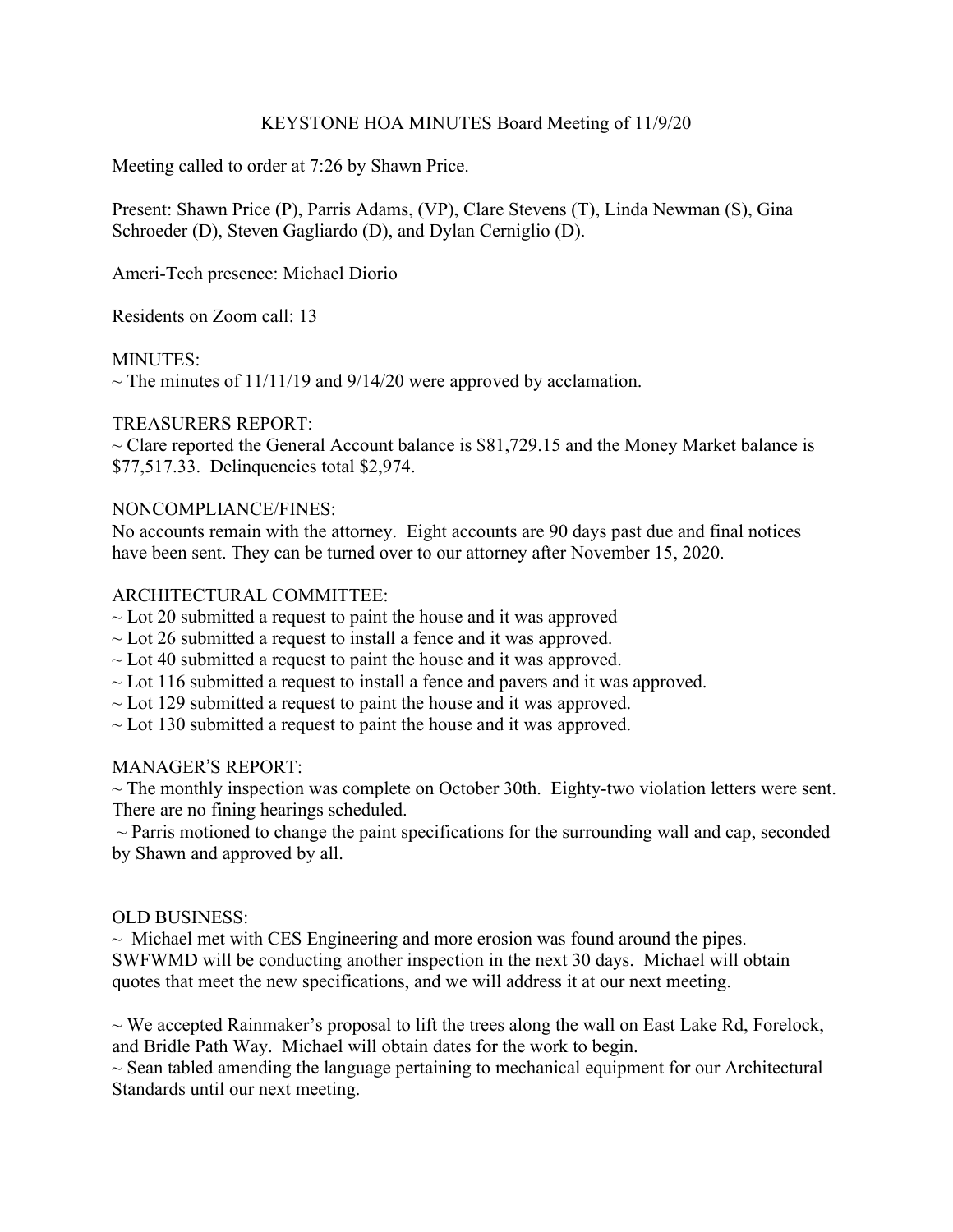KEYSTONE HOA MINUTES Board Meeting of 11/9/20

Meeting called to order at 7:26 by Shawn Price.

Present: Shawn Price (P), Parris Adams, (VP), Clare Stevens (T), Linda Newman (S), Gina Schroeder (D), Steven Gagliardo (D), and Dylan Cerniglio (D).

Ameri-Tech presence: Michael Diorio

Residents on Zoom call: 13

MINUTES:

~ The minutes of 11/11/19 and 9/14/20 were approved by acclamation.

TREASURERS REPORT:

~ Clare reported the General Account balance is $81,729.15 and the Money Market balance is $77,517.33. Delinquencies total $2,974.

NONCOMPLIANCE/FINES:

No accounts remain with the attorney. Eight accounts are 90 days past due and final notices have been sent. They can be turned over to our attorney after November 15, 2020.

ARCHITECTURAL COMMITTEE:

~ Lot 20 submitted a request to paint the house and it was approved

~ Lot 26 submitted a request to install a fence and it was approved.

~ Lot 40 submitted a request to paint the house and it was approved.

~ Lot 116 submitted a request to install a fence and pavers and it was approved.

~ Lot 129 submitted a request to paint the house and it was approved.

~ Lot 130 submitted a request to paint the house and it was approved.

MANAGER'S REPORT:

~ The monthly inspection was complete on October 30th. Eighty-two violation letters were sent. There are no fining hearings scheduled.

~ Parris motioned to change the paint specifications for the surrounding wall and cap, seconded by Shawn and approved by all.

OLD BUSINESS:

~ Michael met with CES Engineering and more erosion was found around the pipes. SWFWMD will be conducting another inspection in the next 30 days. Michael will obtain quotes that meet the new specifications, and we will address it at our next meeting.

~ We accepted Rainmaker's proposal to lift the trees along the wall on East Lake Rd, Forelock, and Bridle Path Way. Michael will obtain dates for the work to begin.

~ Sean tabled amending the language pertaining to mechanical equipment for our Architectural Standards until our next meeting.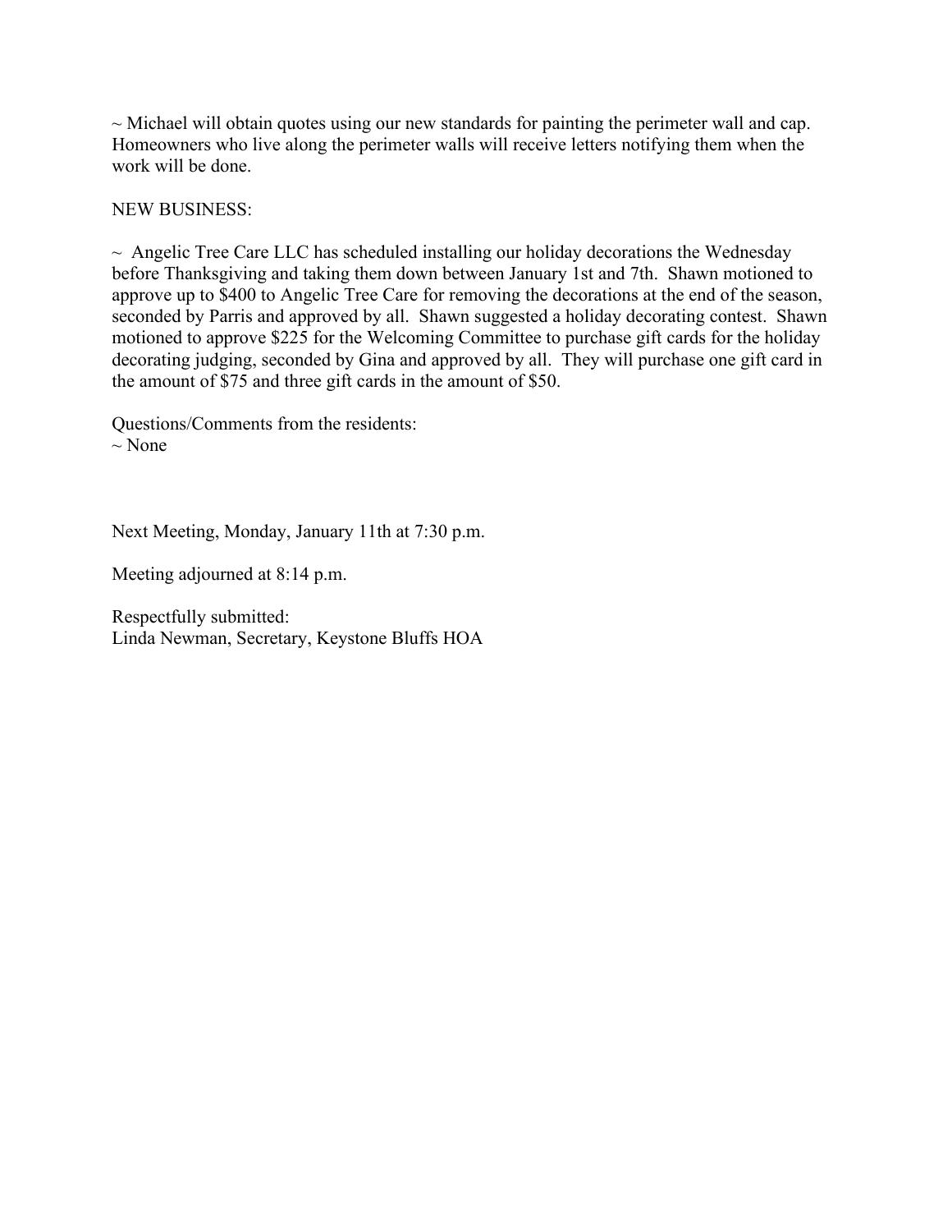~ Michael will obtain quotes using our new standards for painting the perimeter wall and cap. Homeowners who live along the perimeter walls will receive letters notifying them when the work will be done.

NEW BUSINESS:

~ Angelic Tree Care LLC has scheduled installing our holiday decorations the Wednesday before Thanksgiving and taking them down between January 1st and 7th. Shawn motioned to approve up to $400 to Angelic Tree Care for removing the decorations at the end of the season, seconded by Parris and approved by all. Shawn suggested a holiday decorating contest. Shawn motioned to approve $225 for the Welcoming Committee to purchase gift cards for the holiday decorating judging, seconded by Gina and approved by all. They will purchase one gift card in the amount of $75 and three gift cards in the amount of $50.

Questions/Comments from the residents:
~ None

Next Meeting, Monday, January 11th at 7:30 p.m.

Meeting adjourned at 8:14 p.m.

Respectfully submitted:
Linda Newman, Secretary, Keystone Bluffs HOA